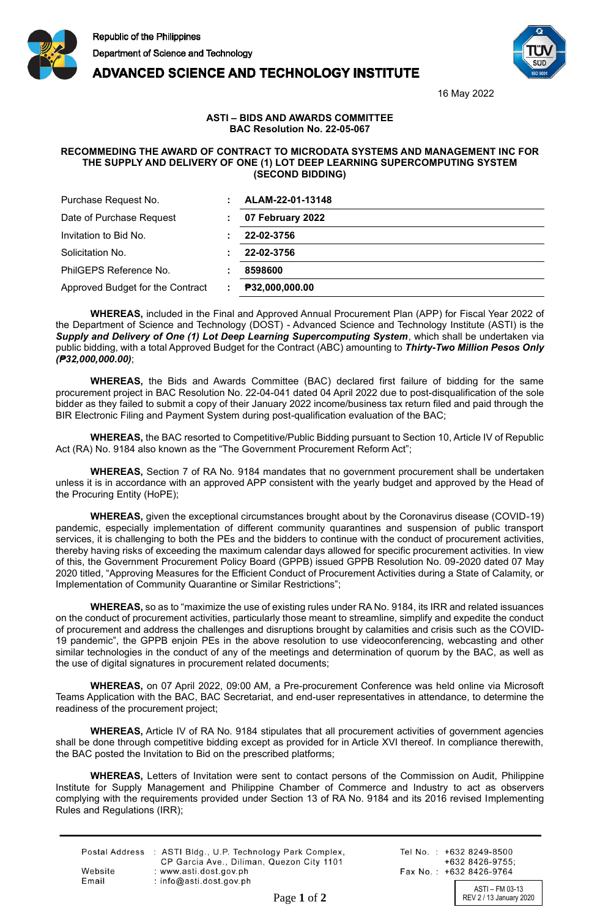Republic of the Philippines
Department of Science and Technology

**ADVANCED SCIENCE AND TECHNOLOGY INSTITUTE**

16 May 2022

**ASTI – BIDS AND AWARDS COMMITTEE**
**BAC Resolution No. 22-05-067**

**RECOMMEDING THE AWARD OF CONTRACT TO MICRODATA SYSTEMS AND MANAGEMENT INC FOR THE SUPPLY AND DELIVERY OF ONE (1) LOT DEEP LEARNING SUPERCOMPUTING SYSTEM (SECOND BIDDING)**

| | | |
|---|---|---|
| Purchase Request No. | : | **ALAM-22-01-13148** |
| Date of Purchase Request | : | **07 February 2022** |
| Invitation to Bid No. | : | **22-02-3756** |
| Solicitation No. | : | **22-02-3756** |
| PhilGEPS Reference No. | : | **8598600** |
| Approved Budget for the Contract | : | **₱32,000,000.00** |

**WHEREAS,** included in the Final and Approved Annual Procurement Plan (APP) for Fiscal Year 2022 of the Department of Science and Technology (DOST) - Advanced Science and Technology Institute (ASTI) is the ***Supply and Delivery of One (1) Lot Deep Learning Supercomputing System***, which shall be undertaken via public bidding, with a total Approved Budget for the Contract (ABC) amounting to ***Thirty-Two Million Pesos Only (₱32,000,000.00)***;

**WHEREAS,** the Bids and Awards Committee (BAC) declared first failure of bidding for the same procurement project in BAC Resolution No. 22-04-041 dated 04 April 2022 due to post-disqualification of the sole bidder as they failed to submit a copy of their January 2022 income/business tax return filed and paid through the BIR Electronic Filing and Payment System during post-qualification evaluation of the BAC;

**WHEREAS,** the BAC resorted to Competitive/Public Bidding pursuant to Section 10, Article IV of Republic Act (RA) No. 9184 also known as the "The Government Procurement Reform Act";

**WHEREAS,** Section 7 of RA No. 9184 mandates that no government procurement shall be undertaken unless it is in accordance with an approved APP consistent with the yearly budget and approved by the Head of the Procuring Entity (HoPE);

**WHEREAS,** given the exceptional circumstances brought about by the Coronavirus disease (COVID-19) pandemic, especially implementation of different community quarantines and suspension of public transport services, it is challenging to both the PEs and the bidders to continue with the conduct of procurement activities, thereby having risks of exceeding the maximum calendar days allowed for specific procurement activities. In view of this, the Government Procurement Policy Board (GPPB) issued GPPB Resolution No. 09-2020 dated 07 May 2020 titled, "Approving Measures for the Efficient Conduct of Procurement Activities during a State of Calamity, or Implementation of Community Quarantine or Similar Restrictions";

**WHEREAS,** so as to "maximize the use of existing rules under RA No. 9184, its IRR and related issuances on the conduct of procurement activities, particularly those meant to streamline, simplify and expedite the conduct of procurement and address the challenges and disruptions brought by calamities and crisis such as the COVID-19 pandemic", the GPPB enjoin PEs in the above resolution to use videoconferencing, webcasting and other similar technologies in the conduct of any of the meetings and determination of quorum by the BAC, as well as the use of digital signatures in procurement related documents;

**WHEREAS,** on 07 April 2022, 09:00 AM, a Pre-procurement Conference was held online via Microsoft Teams Application with the BAC, BAC Secretariat, and end-user representatives in attendance, to determine the readiness of the procurement project;

**WHEREAS,** Article IV of RA No. 9184 stipulates that all procurement activities of government agencies shall be done through competitive bidding except as provided for in Article XVI thereof. In compliance therewith, the BAC posted the Invitation to Bid on the prescribed platforms;

**WHEREAS,** Letters of Invitation were sent to contact persons of the Commission on Audit, Philippine Institute for Supply Management and Philippine Chamber of Commerce and Industry to act as observers complying with the requirements provided under Section 13 of RA No. 9184 and its 2016 revised Implementing Rules and Regulations (IRR);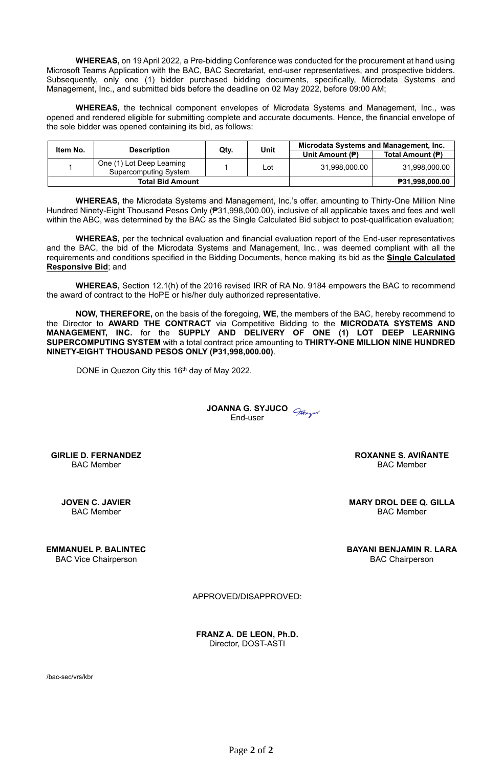**WHEREAS,** on 19 April 2022, a Pre-bidding Conference was conducted for the procurement at hand using Microsoft Teams Application with the BAC, BAC Secretariat, end-user representatives, and prospective bidders. Subsequently, only one (1) bidder purchased bidding documents, specifically, Microdata Systems and Management, Inc., and submitted bids before the deadline on 02 May 2022, before 09:00 AM;

**WHEREAS,** the technical component envelopes of Microdata Systems and Management, Inc., was opened and rendered eligible for submitting complete and accurate documents. Hence, the financial envelope of the sole bidder was opened containing its bid, as follows:

| Item No. | Description | Qty. | Unit | Microdata Systems and Management, Inc. | |
|---|---|---|---|---|---|
| | | | | Unit Amount (₱) | Total Amount (₱) |
| 1 | One (1) Lot Deep Learning Supercomputing System | 1 | Lot | 31,998,000.00 | 31,998,000.00 |
| Total Bid Amount | | | | | ₱31,998,000.00 |

**WHEREAS,** the Microdata Systems and Management, Inc.'s offer, amounting to Thirty-One Million Nine Hundred Ninety-Eight Thousand Pesos Only (₱31,998,000.00), inclusive of all applicable taxes and fees and well within the ABC, was determined by the BAC as the Single Calculated Bid subject to post-qualification evaluation;

**WHEREAS,** per the technical evaluation and financial evaluation report of the End-user representatives and the BAC, the bid of the Microdata Systems and Management, Inc., was deemed compliant with all the requirements and conditions specified in the Bidding Documents, hence making its bid as the **Single Calculated Responsive Bid**; and

**WHEREAS,** Section 12.1(h) of the 2016 revised IRR of RA No. 9184 empowers the BAC to recommend the award of contract to the HoPE or his/her duly authorized representative.

**NOW, THEREFORE,** on the basis of the foregoing, **WE**, the members of the BAC, hereby recommend to the Director to **AWARD THE CONTRACT** via Competitive Bidding to the **MICRODATA SYSTEMS AND MANAGEMENT, INC.** for the **SUPPLY AND DELIVERY OF ONE (1) LOT DEEP LEARNING SUPERCOMPUTING SYSTEM** with a total contract price amounting to **THIRTY-ONE MILLION NINE HUNDRED NINETY-EIGHT THOUSAND PESOS ONLY (₱31,998,000.00)**.

DONE in Quezon City this 16th day of May 2022.

**JOANNA G. SYJUCO**
End-user

**GIRLIE D. FERNANDEZ**
BAC Member

**ROXANNE S. AVIÑANTE**
BAC Member

**JOVEN C. JAVIER**
BAC Member

**MARY DROL DEE Q. GILLA**
BAC Member

**EMMANUEL P. BALINTEC**
BAC Vice Chairperson

**BAYANI BENJAMIN R. LARA**
BAC Chairperson

APPROVED/DISAPPROVED:

**FRANZ A. DE LEON, Ph.D.**
Director, DOST-ASTI

/bac-sec/vrs/kbr